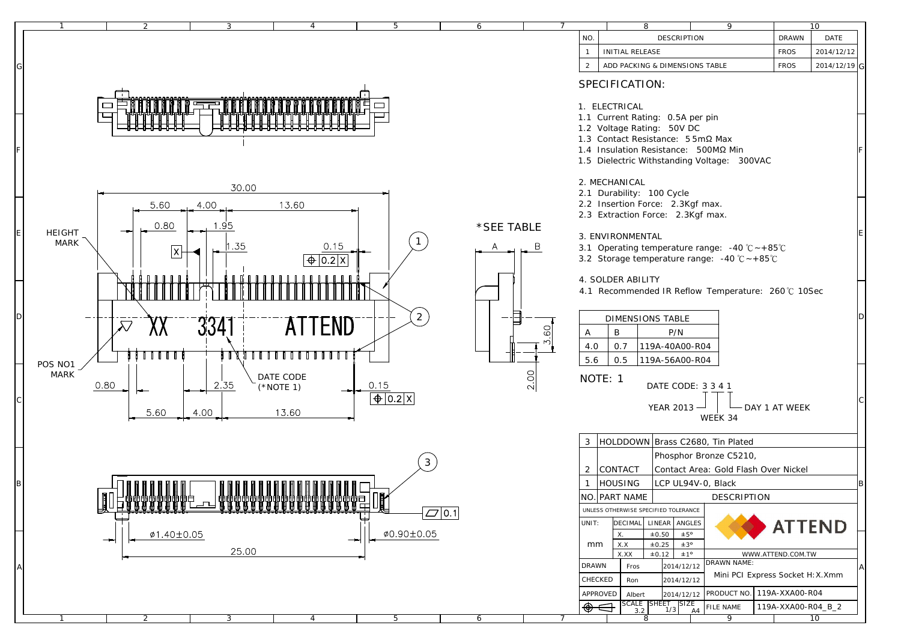| NO. | DESCRIPTION | DRAWN | DATE |
|---|---|---|---|
| 1 | INITIAL RELEASE | FROS | 2014/12/12 |
| 2 | ADD PACKING & DIMENSIONS TABLE | FROS | 2014/12/19 |

## SPECIFICATION:

1. ELECTRICAL
   - 1.1 Current Rating: 0.5A per pin
   - 1.2 Voltage Rating: 50V DC
   - 1.3 Contact Resistance: 55mΩ Max
   - 1.4 Insulation Resistance: 500MΩ Min
   - 1.5 Dielectric Withstanding Voltage: 300VAC

2. MECHANICAL
   - 2.1 Durability: 100 Cycle
   - 2.2 Insertion Force: 2.3Kgf max.
   - 2.3 Extraction Force: 2.3Kgf max.

3. ENVIRONMENTAL
   - 3.1 Operating temperature range: -40 ℃~+85℃
   - 3.2 Storage temperature range: -40 ℃~+85℃

4. SOLDER ABILITY
   - 4.1 Recommended IR Reflow Temperature: 260℃ 10Sec

| DIMENSIONS TABLE | | |
|---|---|---|
| A | B | P/N |
| 4.0 | 0.7 | 119A-40A00-R04 |
| 5.6 | 0.5 | 119A-56A00-R04 |

NOTE: 1

DATE CODE: 3 3 4 1 — YEAR 2013, WEEK 34, DAY 1 AT WEEK

| NO. | PART NAME | DESCRIPTION |
|---|---|---|
| 3 | HOLDDOWN | Brass C2680, Tin Plated |
| 2 | CONTACT | Phosphor Bronze C5210, Contact Area: Gold Flash Over Nickel |
| 1 | HOUSING | LCP UL94V-0, Black |

UNLESS OTHERWISE SPECIFIED TOLERANCE

| UNIT: mm | DECIMAL | LINEAR | ANGLES |
|---|---|---|---|
| | X. | ±0.50 | ±5° |
| | X.X | ±0.25 | ±3° |
| | X.XX | ±0.12 | ±1° |

ATTEND — WWW.ATTEND.COM.TW

| | | |
|---|---|---|
| DRAWN | Fros | 2014/12/12 |
| CHECKED | Ron | 2014/12/12 |
| APPROVED | Albert | 2014/12/12 |

DRAWN NAME: Mini PCI Express Socket H:X.Xmm

PRODUCT NO.: 119A-XXA00-R04

FILE NAME: 119A-XXA00-R04_B_2

SCALE 3.2 | SHEET 1/3 | SIZE A4

Drawing labels: 30.00, 5.60, 4.00, 13.60, 0.80, 1.95, 1.35, 0.15, ⊕ 0.2 X, HEIGHT MARK, X, XX 3341 ATTEND, POS NO1 MARK, DATE CODE (*NOTE 1), 0.80, 2.35, 0.15, ⊕ 0.2 X, 5.60, 4.00, 13.60, *SEE TABLE, A, B, 3.60, 2.00, ⌀1.40±0.05, ⌀0.90±0.05, 25.00, ⏥ 0.1, 1, 2, 3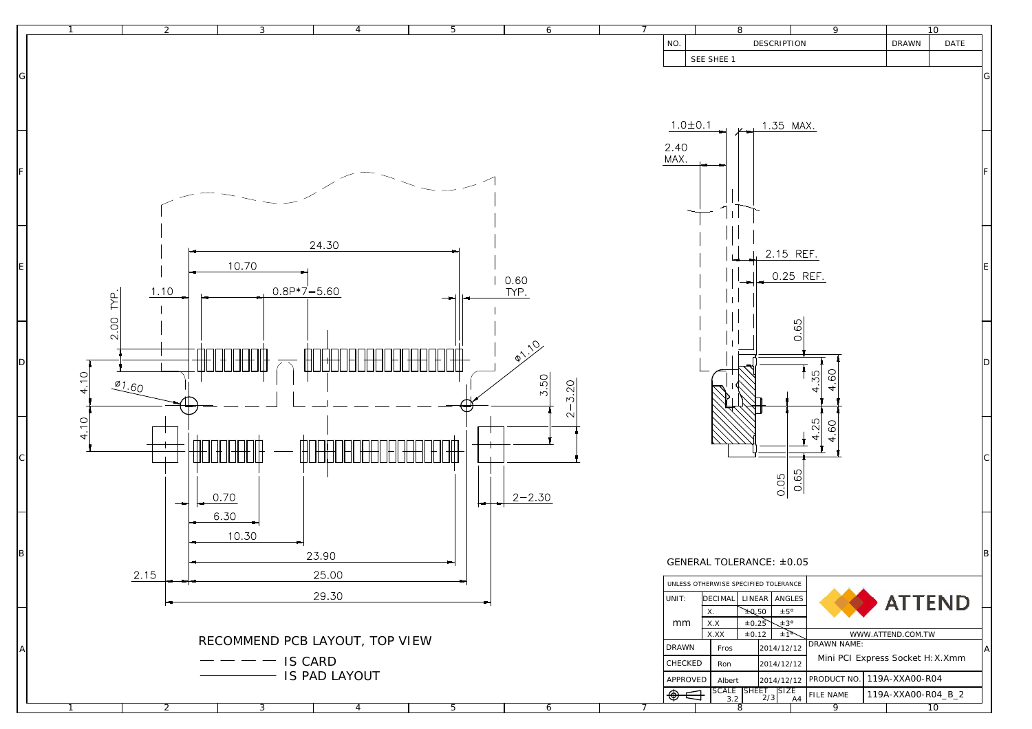| NO. | DESCRIPTION | DRAWN | DATE |
|---|---|---|---|
| | SEE SHEE 1 | | |

1.0±0.1

1.35 MAX.

2.40 MAX.

2.15 REF.

0.25 REF.

0.65

4.35

4.60

4.25

4.60

0.05

0.65

24.30

10.70

1.10

0.8P*7=5.60

0.60 TYP.

2.00 TYP.

Ø1.10

4.10

Ø1.60

3.50

2-3.20

4.10

0.70

2-2.30

6.30

10.30

23.90

2.15

25.00

29.30

RECOMMEND PCB LAYOUT, TOP VIEW

— — — — IS CARD

———— IS PAD LAYOUT

GENERAL TOLERANCE: ±0.05

| UNLESS OTHERWISE SPECIFIED TOLERANCE | | | |
|---|---|---|---|
| UNIT: | DECIMAL | LINEAR | ANGLES |
| mm | X. | ±0.50 | ±5° |
| | X.X | ±0.25 | ±3° |
| | X.XX | ±0.12 | ±1° |

ATTEND

WWW.ATTEND.COM.TW

| DRAWN | Fros | 2014/12/12 | DRAWN NAME: Mini PCI Express Socket H:X.Xmm | |
|---|---|---|---|---|
| CHECKED | Ron | 2014/12/12 | | |
| APPROVED | Albert | 2014/12/12 | PRODUCT NO. | 119A-XXA00-R04 |
| | SCALE 3.2 | SHEET 2/3 SIZE A4 | FILE NAME | 119A-XXA00-R04_B_2 |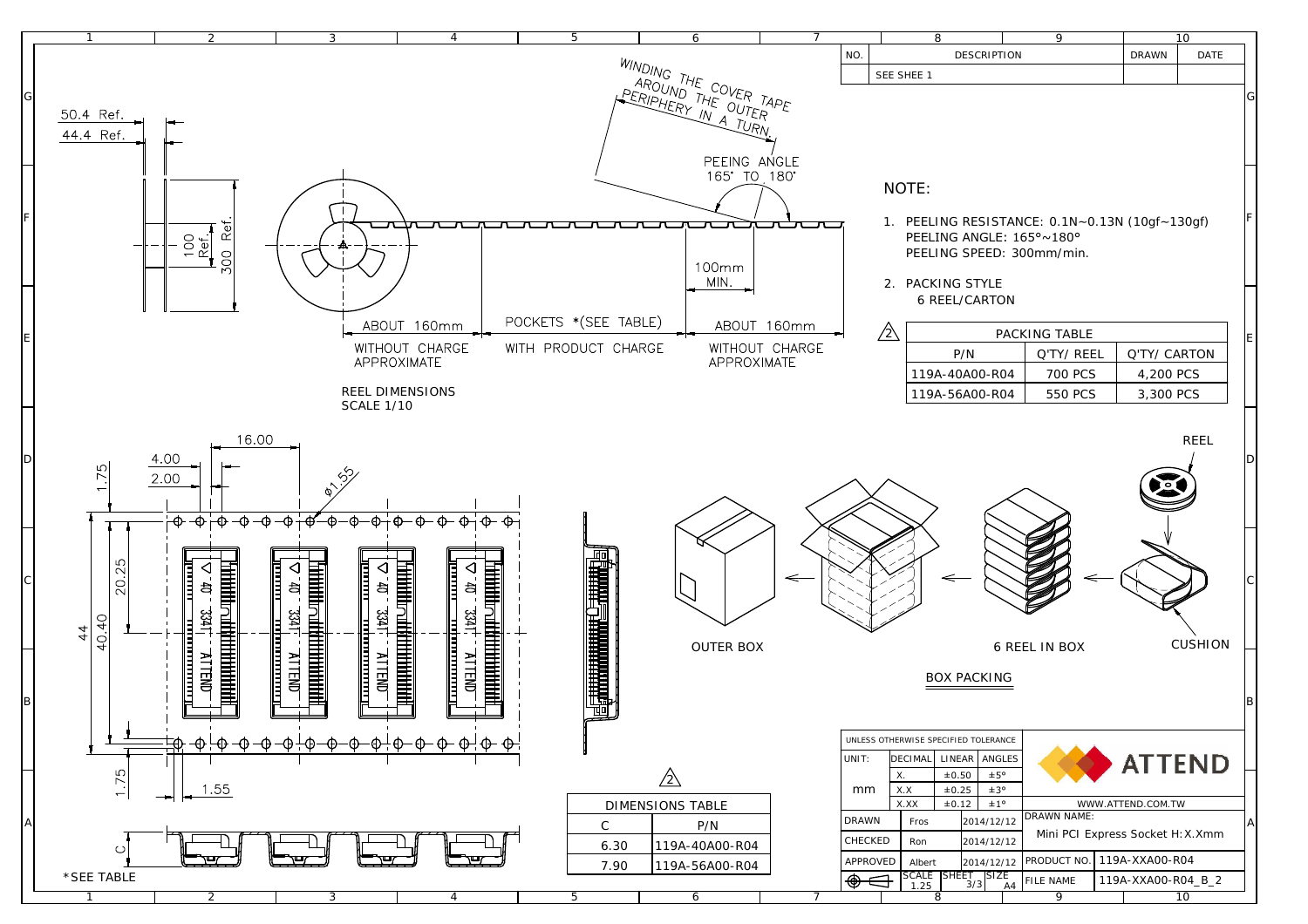| NO. | DESCRIPTION | DRAWN | DATE |
| --- | --- | --- | --- |
| | SEE SHEE 1 | | |

WINDING THE COVER TAPE AROUND THE OUTER PERIPHERY IN A TURN.

PEEING ANGLE 165° TO 180°

50.4 Ref.

44.4 Ref.

100 Ref.

300 Ref.

100mm MIN.

ABOUT 160mm WITHOUT CHARGE APPROXIMATE

POCKETS *(SEE TABLE) WITH PRODUCT CHARGE

ABOUT 160mm WITHOUT CHARGE APPROXIMATE

REEL DIMENSIONS
SCALE 1/10

NOTE:

1. PEELING RESISTANCE: 0.1N~0.13N (10gf~130gf)
   PEELING ANGLE: 165°~180°
   PEELING SPEED: 300mm/min.
2. PACKING STYLE
   6 REEL/CARTON

⚠2

| PACKING TABLE | | |
| --- | --- | --- |
| P/N | Q'TY/ REEL | Q'TY/ CARTON |
| 119A-40A00-R04 | 700 PCS | 4,200 PCS |
| 119A-56A00-R04 | 550 PCS | 3,300 PCS |

16.00

4.00

2.00

1.75

Ø1.55

20.25

40.40

44

1.75

1.55

C

*SEE TABLE

OUTER BOX

6 REEL IN BOX

REEL

CUSHION

BOX PACKING

⚠2

| DIMENSIONS TABLE | |
| --- | --- |
| C | P/N |
| 6.30 | 119A-40A00-R04 |
| 7.90 | 119A-56A00-R04 |

| UNLESS OTHERWISE SPECIFIED TOLERANCE | | | |
| --- | --- | --- | --- |
| UNIT: | DECIMAL | LINEAR | ANGLES |
| mm | X. | ±0.50 | ±5° |
| | X.X | ±0.25 | ±3° |
| | X.XX | ±0.12 | ±1° |

| | | |
| --- | --- | --- |
| DRAWN | Fros | 2014/12/12 |
| CHECKED | Ron | 2014/12/12 |
| APPROVED | Albert | 2014/12/12 |
| SCALE 1.25 | SHEET 3/3 | SIZE A4 |

ATTEND

WWW.ATTEND.COM.TW

DRAWN NAME: Mini PCI Express Socket H:X.Xmm

PRODUCT NO. 119A-XXA00-R04

FILE NAME 119A-XXA00-R04_B_2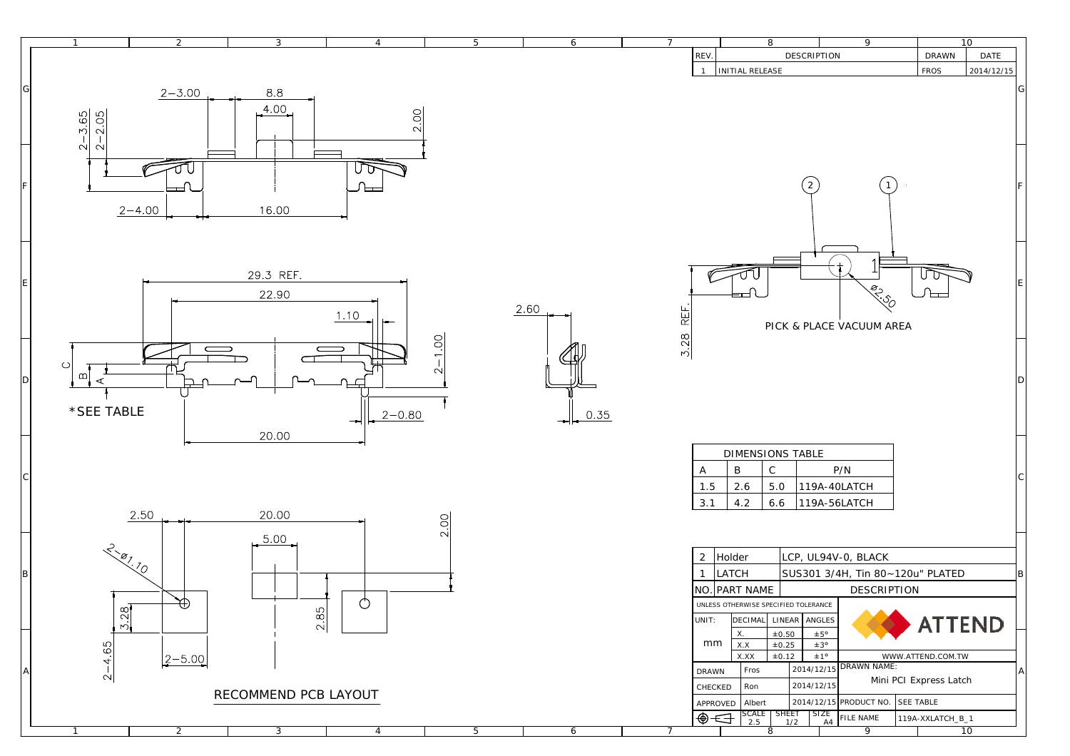| REV. | DESCRIPTION | DRAWN | DATE |
|---|---|---|---|
| 1 | INITIAL RELEASE | FROS | 2014/12/15 |

2-3.00  8.8  4.00  2.00

2-3.65  2-2.05

2-4.00  16.00

29.3 REF.  22.90  1.10  2-1.00

C  B  A

*SEE TABLE

2-0.80  20.00

2.60  0.35

3.28 REF.

PICK & PLACE VACUUM AREA

Ø2.50

2.50  20.00  5.00  2.00

2-Ø1.10

3.28  2.85

2-4.65  2-5.00

RECOMMEND PCB LAYOUT

| DIMENSIONS TABLE | | | |
|---|---|---|---|
| A | B | C | P/N |
| 1.5 | 2.6 | 5.0 | 119A-40LATCH |
| 3.1 | 4.2 | 6.6 | 119A-56LATCH |

| NO. | PART NAME | DESCRIPTION |
|---|---|---|
| 2 | Holder | LCP, UL94V-0, BLACK |
| 1 | LATCH | SUS301 3/4H, Tin 80~120u" PLATED |

UNLESS OTHERWISE SPECIFIED TOLERANCE

| UNIT: | DECIMAL | LINEAR | ANGLES |
|---|---|---|---|
| mm | X. | ±0.50 | ±5° |
| | X.X | ±0.25 | ±3° |
| | X.XX | ±0.12 | ±1° |

ATTEND
WWW.ATTEND.COM.TW

| DRAWN | Fros | 2014/12/15 |
|---|---|---|
| CHECKED | Ron | 2014/12/15 |
| APPROVED | Albert | 2014/12/15 |

DRAWN NAME: Mini PCI Express Latch

PRODUCT NO. SEE TABLE

SCALE 2.5  SHEET 1/2  SIZE A4

FILE NAME 119A-XXLATCH_B_1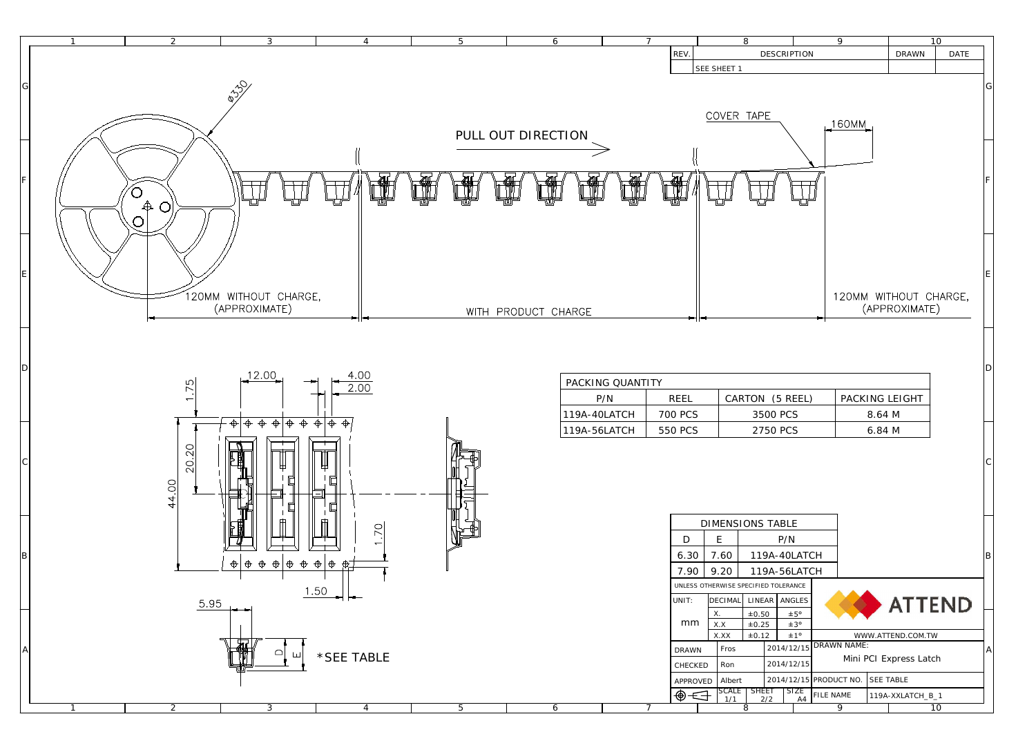| REV. | DESCRIPTION | DRAWN | DATE |
|---|---|---|---|
| | SEE SHEET 1 | | |

Ø330

PULL OUT DIRECTION

COVER TAPE

160MM

120MM WITHOUT CHARGE, (APPROXIMATE)

WITH PRODUCT CHARGE

120MM WITHOUT CHARGE, (APPROXIMATE)

12.00

4.00

2.00

1.75

20.20

44.00

1.70

1.50

5.95

D

E

*SEE TABLE

| PACKING QUANTITY | | | |
|---|---|---|---|
| P/N | REEL | CARTON (5 REEL) | PACKING LEIGHT |
| 119A-40LATCH | 700 PCS | 3500 PCS | 8.64 M |
| 119A-56LATCH | 550 PCS | 2750 PCS | 6.84 M |

| DIMENSIONS TABLE | | |
|---|---|---|
| D | E | P/N |
| 6.30 | 7.60 | 119A-40LATCH |
| 7.90 | 9.20 | 119A-56LATCH |

UNLESS OTHERWISE SPECIFIED TOLERANCE

| UNIT: | DECIMAL | LINEAR | ANGLES |
|---|---|---|---|
| mm | X. | ±0.50 | ±5° |
| | X.X | ±0.25 | ±3° |
| | X.XX | ±0.12 | ±1° |

ATTEND

WWW.ATTEND.COM.TW

| DRAWN | Fros | 2014/12/15 |
|---|---|---|
| CHECKED | Ron | 2014/12/15 |
| APPROVED | Albert | 2014/12/15 |

DRAWN NAME: Mini PCI Express Latch

PRODUCT NO. SEE TABLE

SCALE 1/1 | SHEET 2/2 | SIZE A4

FILE NAME 119A-XXLATCH_B_1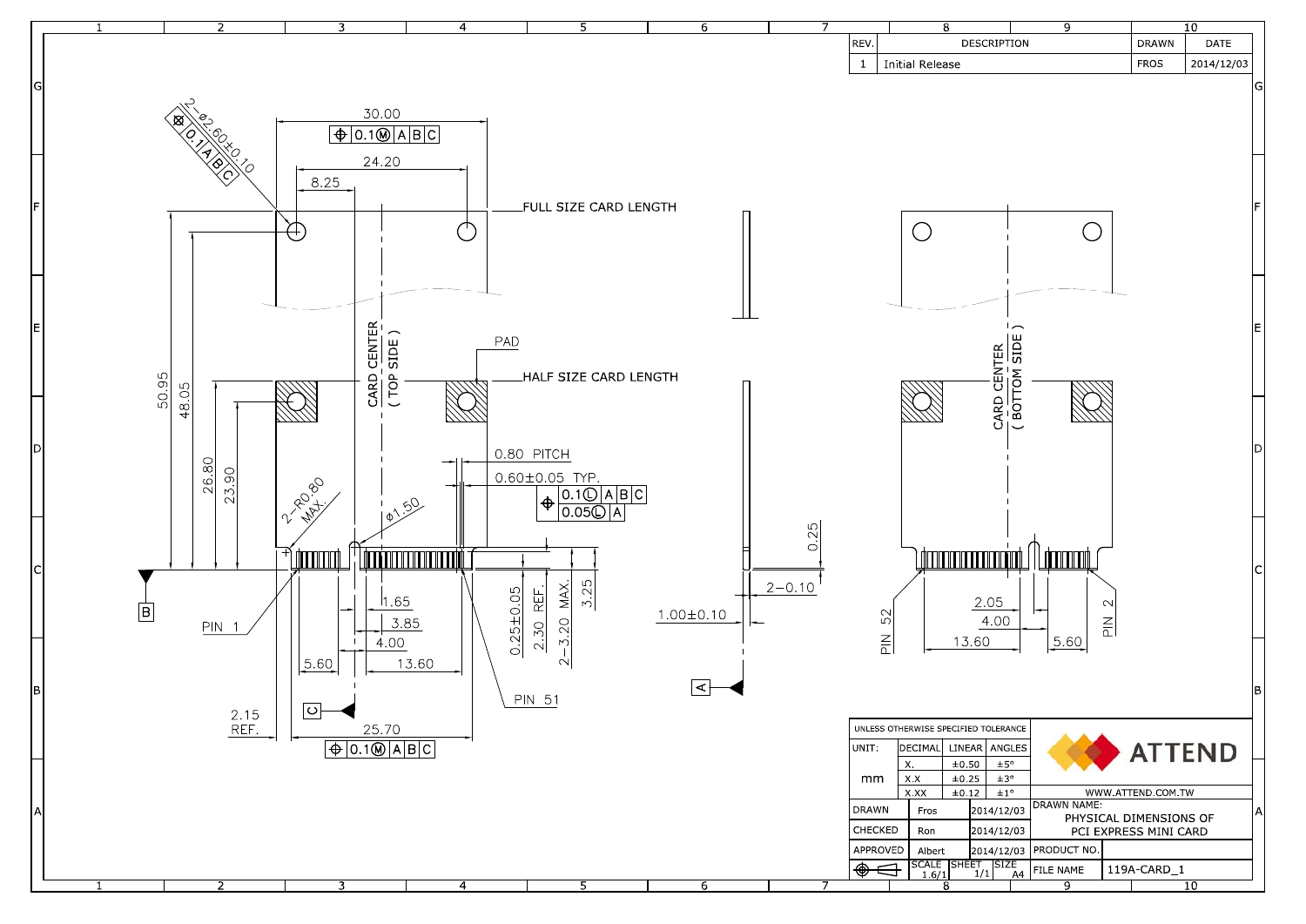| REV. | DESCRIPTION | DRAWN | DATE |
|---|---|---|---|
| 1 | Initial Release | FROS | 2014/12/03 |

2-⌀2.60±0.10
⊠ 0.1 A B C

30.00
⌖ 0.1Ⓜ A B C

24.20

8.25

FULL SIZE CARD LENGTH

CARD CENTER ( TOP SIDE )

PAD

HALF SIZE CARD LENGTH

50.95

48.05

26.80

23.90

0.80 PITCH

0.60±0.05 TYP.
⌖ 0.1Ⓛ A B C
0.05Ⓛ A

2-R0.80 MAX.

⌀1.50

B

PIN 1

1.65

3.85

4.00

5.60

13.60

0.25±0.05

2.30 REF.

2-3.20 MAX.

3.25

PIN 51

C

2.15 REF.

25.70
⌖ 0.1Ⓜ A B C

0.25

2-0.10

1.00±0.10

A

CARD CENTER ( BOTTOM SIDE )

PIN 52

2.05

4.00

13.60

5.60

PIN 2

| UNLESS OTHERWISE SPECIFIED TOLERANCE | | | |
|---|---|---|---|
| UNIT: | DECIMAL | LINEAR | ANGLES |
| mm | X. | ±0.50 | ±5° |
| | X.X | ±0.25 | ±3° |
| | X.XX | ±0.12 | ±1° |

ATTEND

WWW.ATTEND.COM.TW

| DRAWN | Fros | 2014/12/03 | DRAWN NAME: PHYSICAL DIMENSIONS OF PCI EXPRESS MINI CARD |
|---|---|---|---|
| CHECKED | Ron | 2014/12/03 | |
| APPROVED | Albert | 2014/12/03 | PRODUCT NO. |
| SCALE 1.6/1 | SHEET 1/1 | SIZE A4 | FILE NAME: 119A-CARD_1 |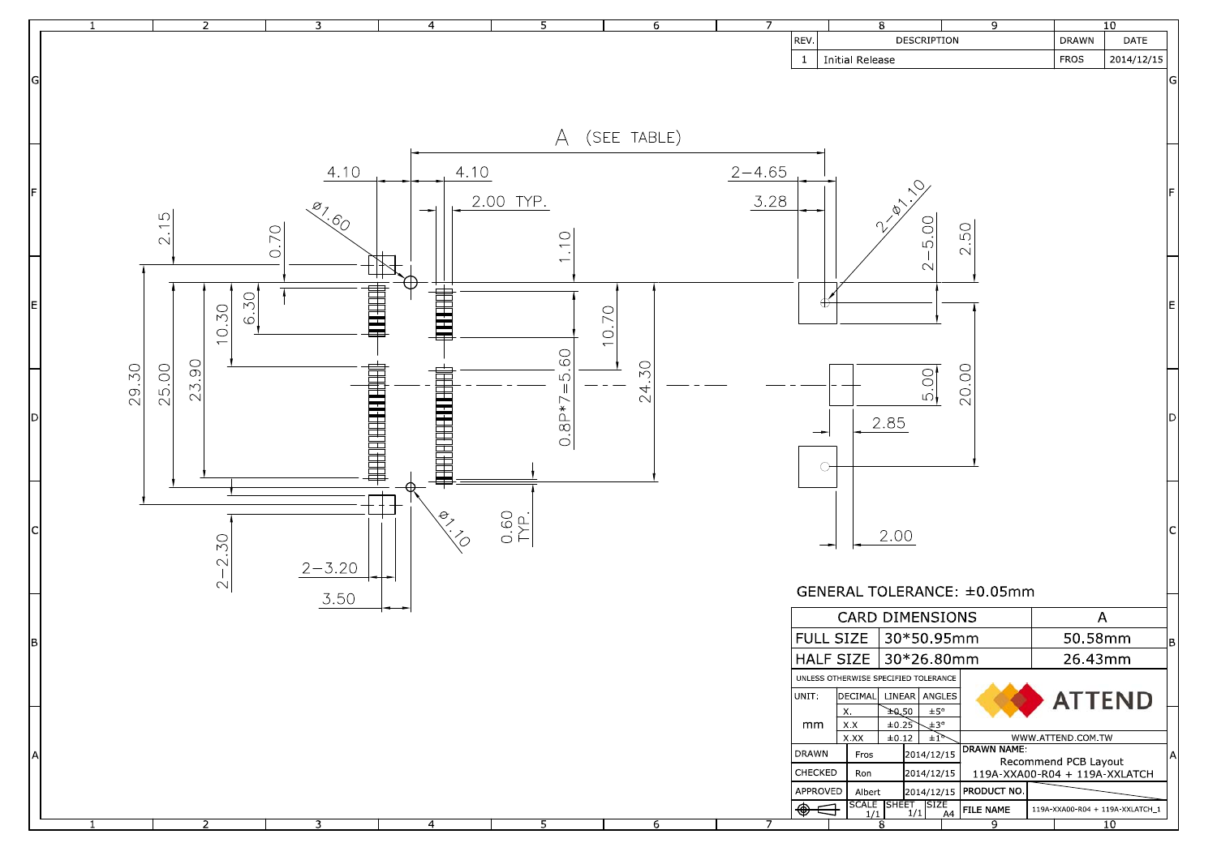| REV. | DESCRIPTION | DRAWN | DATE |
| --- | --- | --- | --- |
| 1 | Initial Release | FROS | 2014/12/15 |

A (SEE TABLE)

4.10
4.10
2.00 TYP.
Ø1.60
2.15
0.70
1.10
2–4.65
3.28
2–Ø1.10
2–5.00
2.50
29.30
25.00
23.90
10.30
6.30
10.70
0.8P*7=5.60
24.30
5.00
20.00
2.85
2.00
Ø1.10
0.60 TYP.
2–2.30
2–3.20
3.50

GENERAL TOLERANCE: ±0.05mm

| CARD DIMENSIONS | | A |
| --- | --- | --- |
| FULL SIZE | 30*50.95mm | 50.58mm |
| HALF SIZE | 30*26.80mm | 26.43mm |

UNLESS OTHERWISE SPECIFIED TOLERANCE

| UNIT: | DECIMAL | LINEAR | ANGLES |
| --- | --- | --- | --- |
| mm | X. | ±0.50 | ±5° |
| | X.X | ±0.25 | ±3° |
| | X.XX | ±0.12 | ±1° |

ATTEND

WWW.ATTEND.COM.TW

| | | |
| --- | --- | --- |
| DRAWN | Fros | 2014/12/15 |
| CHECKED | Ron | 2014/12/15 |
| APPROVED | Albert | 2014/12/15 |

DRAWN NAME: Recommend PCB Layout 119A-XXA00-R04 + 119A-XXLATCH

PRODUCT NO.

SCALE 1/1 | SHEET 1/1 | SIZE A4

FILE NAME: 119A-XXA00-R04 + 119A-XXLATCH_1